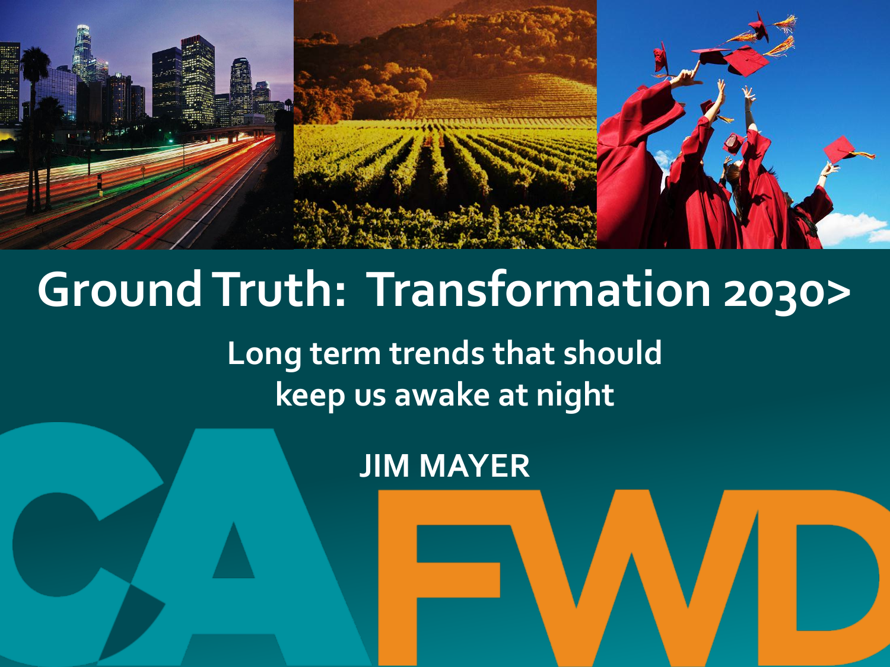# Ground Truth: Transformation 2030>

## Long term trends that should keep us awake at night

**JIM MAYER**

CAFWD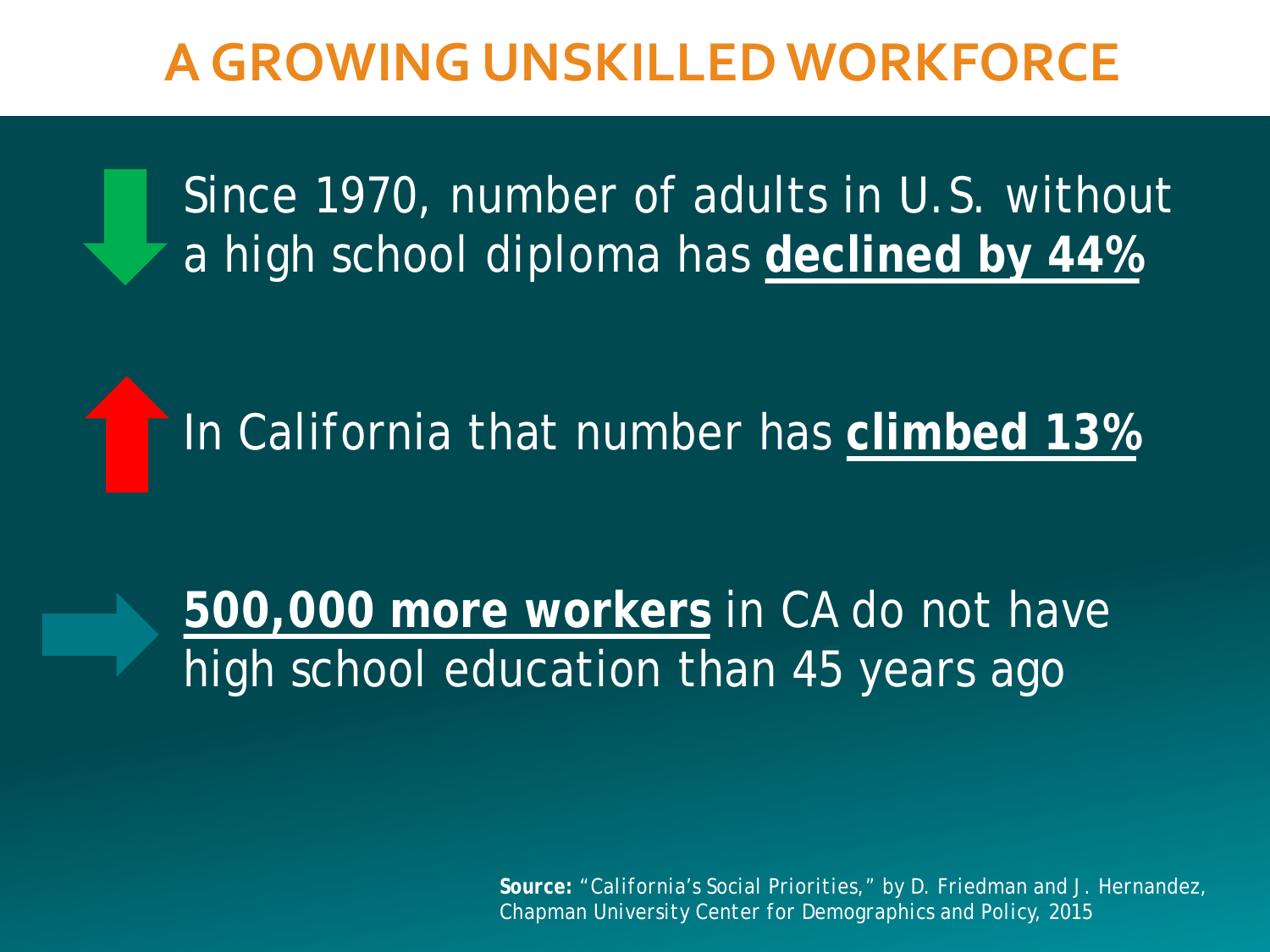# A GROWING UNSKILLED WORKFORCE

Since 1970, number of adults in U.S. without a high school diploma has **declined by 44%**

In California that number has **climbed 13%**

**500,000 more workers** in CA do not have high school education than 45 years ago

**Source:** "California's Social Priorities," by D. Friedman and J. Hernandez, Chapman University Center for Demographics and Policy, 2015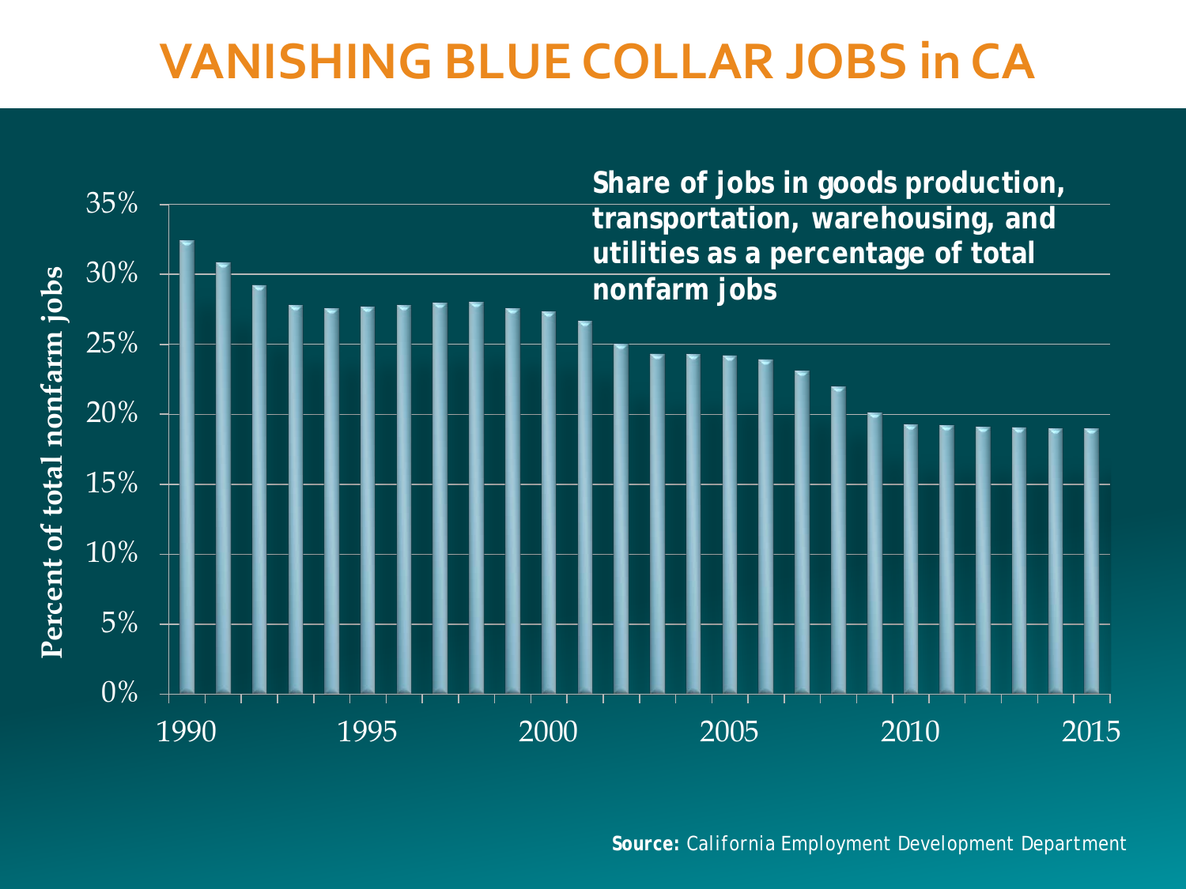# VANISHING BLUE COLLAR JOBS in CA

**Share of jobs in goods production, transportation, warehousing, and utilities as a percentage of total nonfarm jobs**

Percent of total nonfarm jobs

35%
30%
25%
20%
15%
10%
5%
0%

1990 1995 2000 2005 2010 2015

**Source:** California Employment Development Department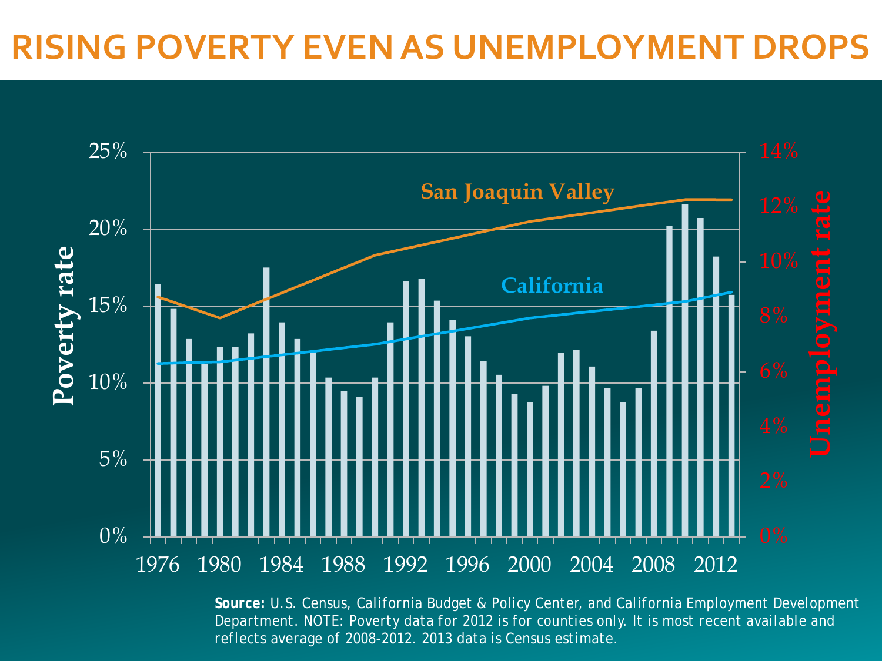# RISING POVERTY EVEN AS UNEMPLOYMENT DROPS

San Joaquin Valley

California

Poverty rate

Unemployment rate

25%
20%
15%
10%
5%
0%

14%
12%
10%
8%
6%
4%
2%
0%

1976 1980 1984 1988 1992 1996 2000 2004 2008 2012

**Source:** U.S. Census, California Budget & Policy Center, and California Employment Development Department. NOTE: Poverty data for 2012 is for counties only. It is most recent available and reflects average of 2008-2012. 2013 data is Census estimate.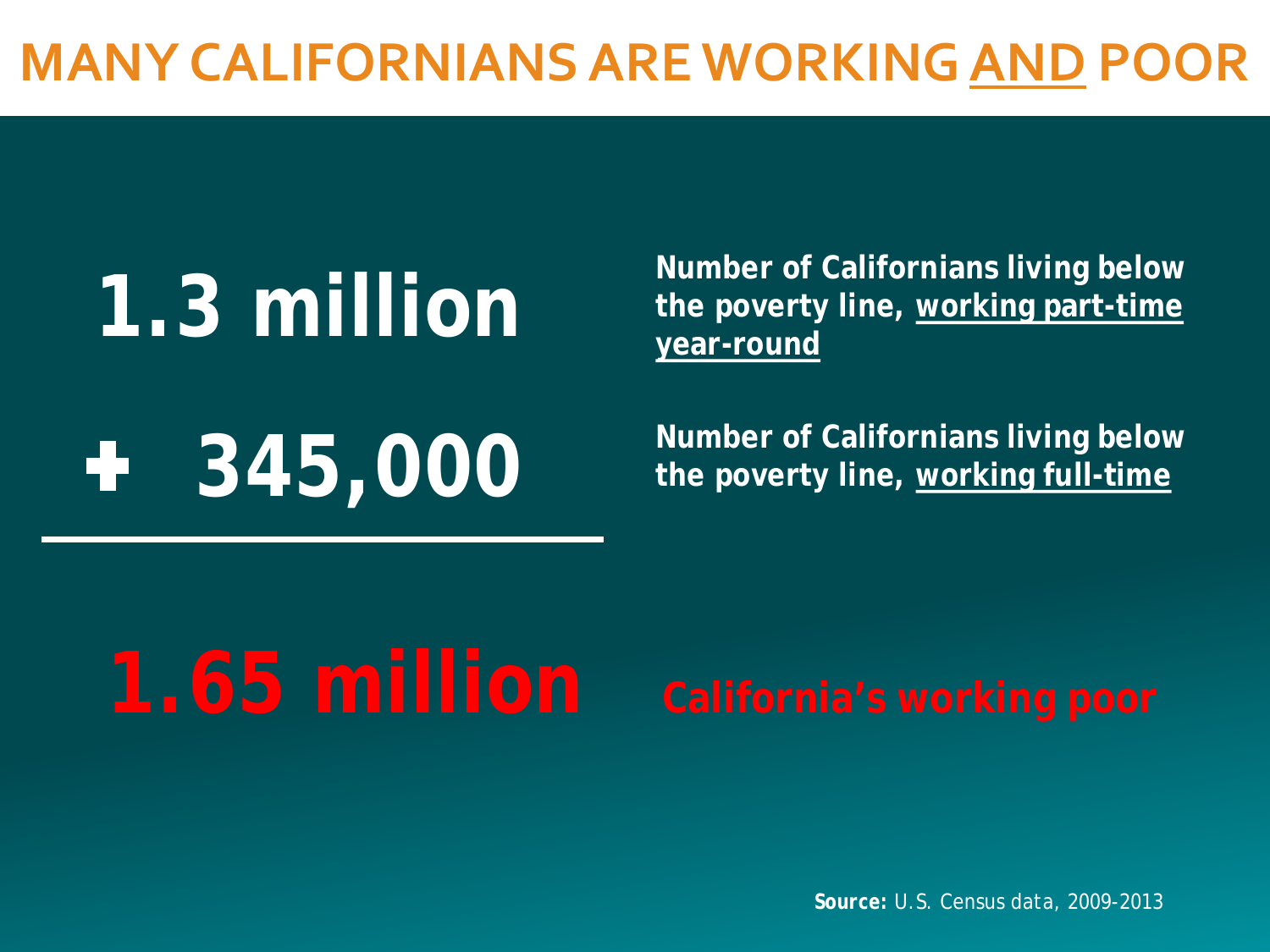# MANY CALIFORNIANS ARE WORKING <u>AND</u> POOR

**1.3 million** — **Number of Californians living below the poverty line, <u>working part-time year-round</u>**

**+ 345,000** — **Number of Californians living below the poverty line, <u>working full-time</u>**

---

**1.65 million** — **California's working poor**

**Source:** U.S. Census data, 2009-2013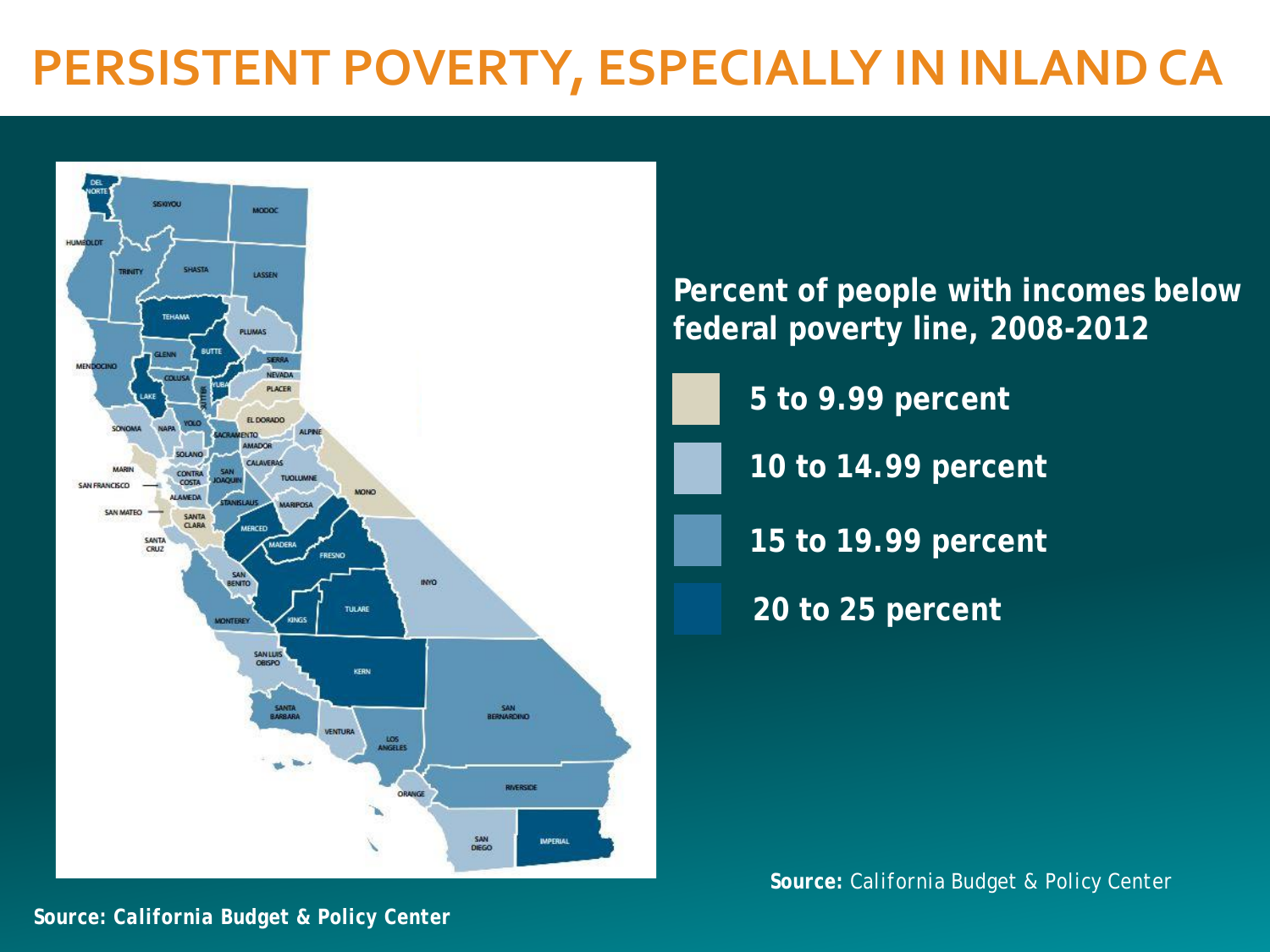# PERSISTENT POVERTY, ESPECIALLY IN INLAND CA

**Percent of people with incomes below federal poverty line, 2008-2012**

- 5 to 9.99 percent
- 10 to 14.99 percent
- 15 to 19.99 percent
- 20 to 25 percent

**Source:** California Budget & Policy Center

**Source: California Budget & Policy Center**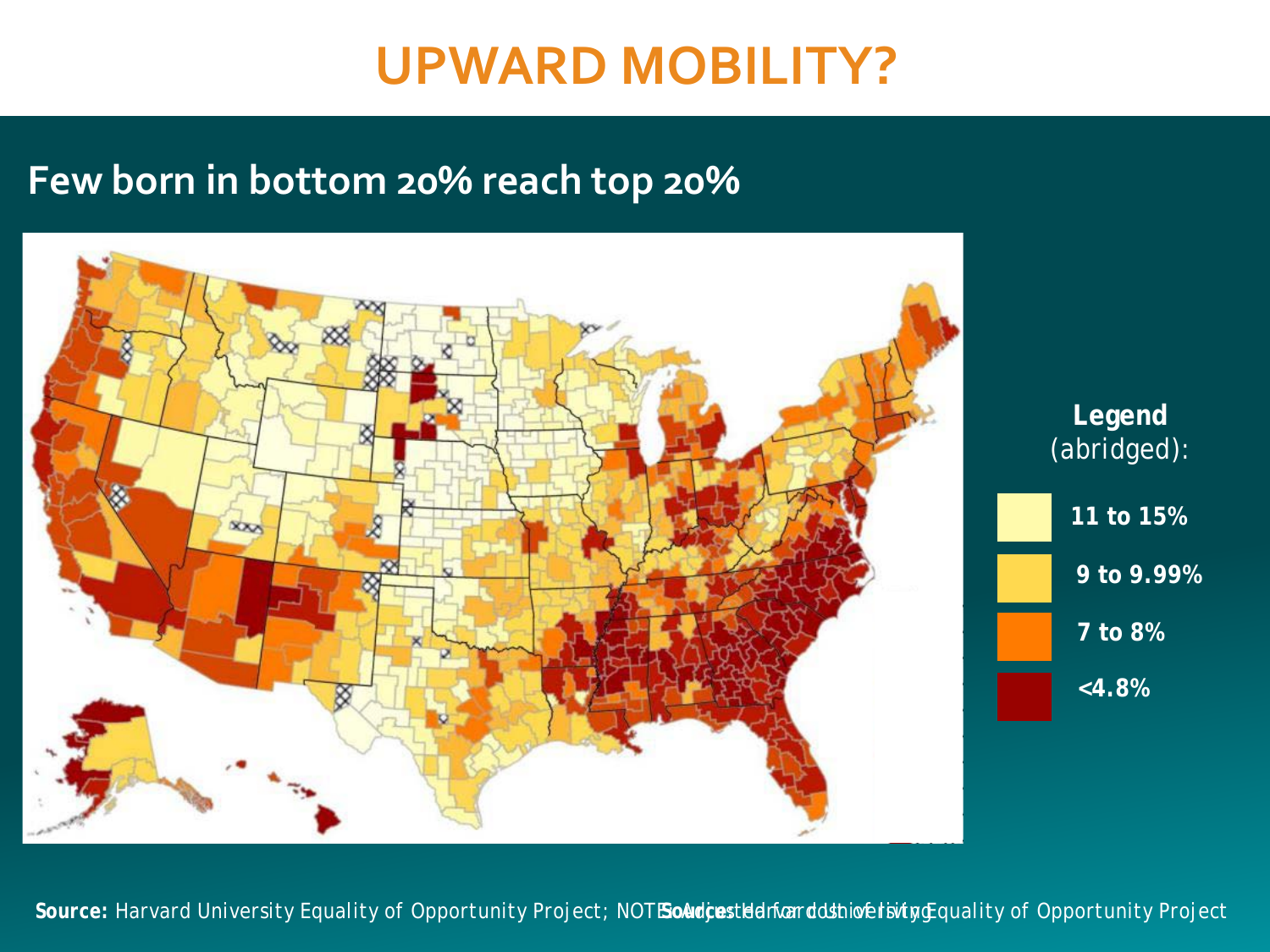# UPWARD MOBILITY?

## Few born in bottom 20% reach top 20%

**Legend** (abridged):

- 11 to 15%
- 9 to 9.99%
- 7 to 8%
- <4.8%

**Source:** Harvard University Equality of Opportunity Project; NOTE: Adjusted for cost of living

**Source:** Harvard University Equality of Opportunity Project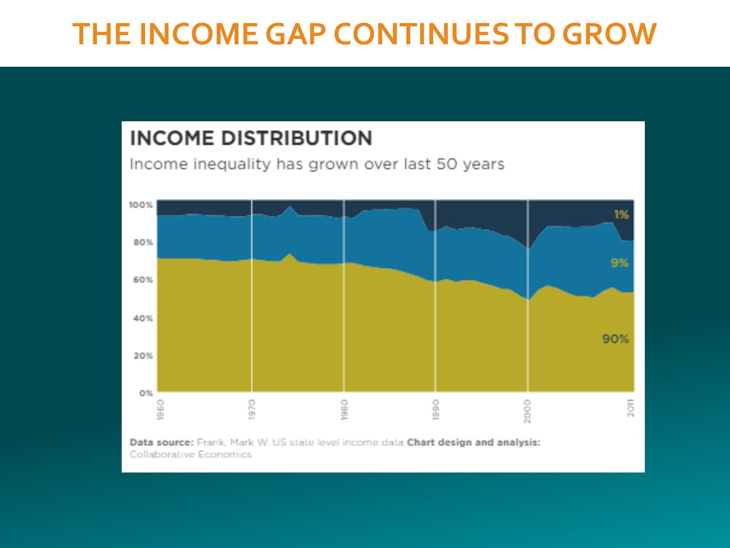# THE INCOME GAP CONTINUES TO GROW

## INCOME DISTRIBUTION

Income inequality has grown over last 50 years

100%
80%
60%
40%
20%
0%

1960 1970 1980 1990 2000 2011

1%
9%
90%

**Data source:** Frank, Mark W. US state level income data **Chart design and analysis:** Collaborative Economics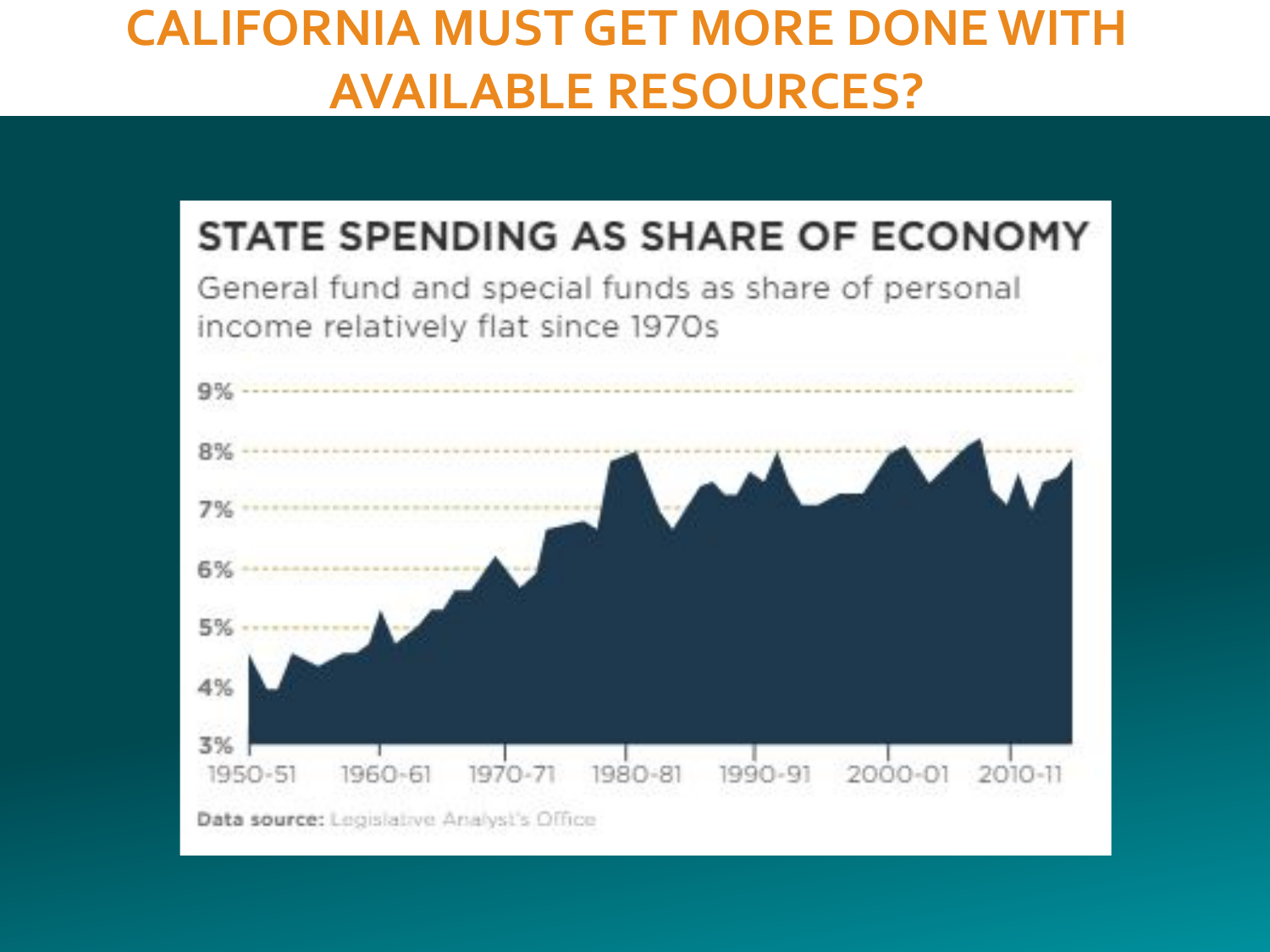# CALIFORNIA MUST GET MORE DONE WITH AVAILABLE RESOURCES?

## STATE SPENDING AS SHARE OF ECONOMY

General fund and special funds as share of personal income relatively flat since 1970s

9%
8%
7%
6%
5%
4%
3%

1950-51
1960-61
1970-71
1980-81
1990-91
2000-01
2010-11

**Data source:** Legislative Analyst's Office